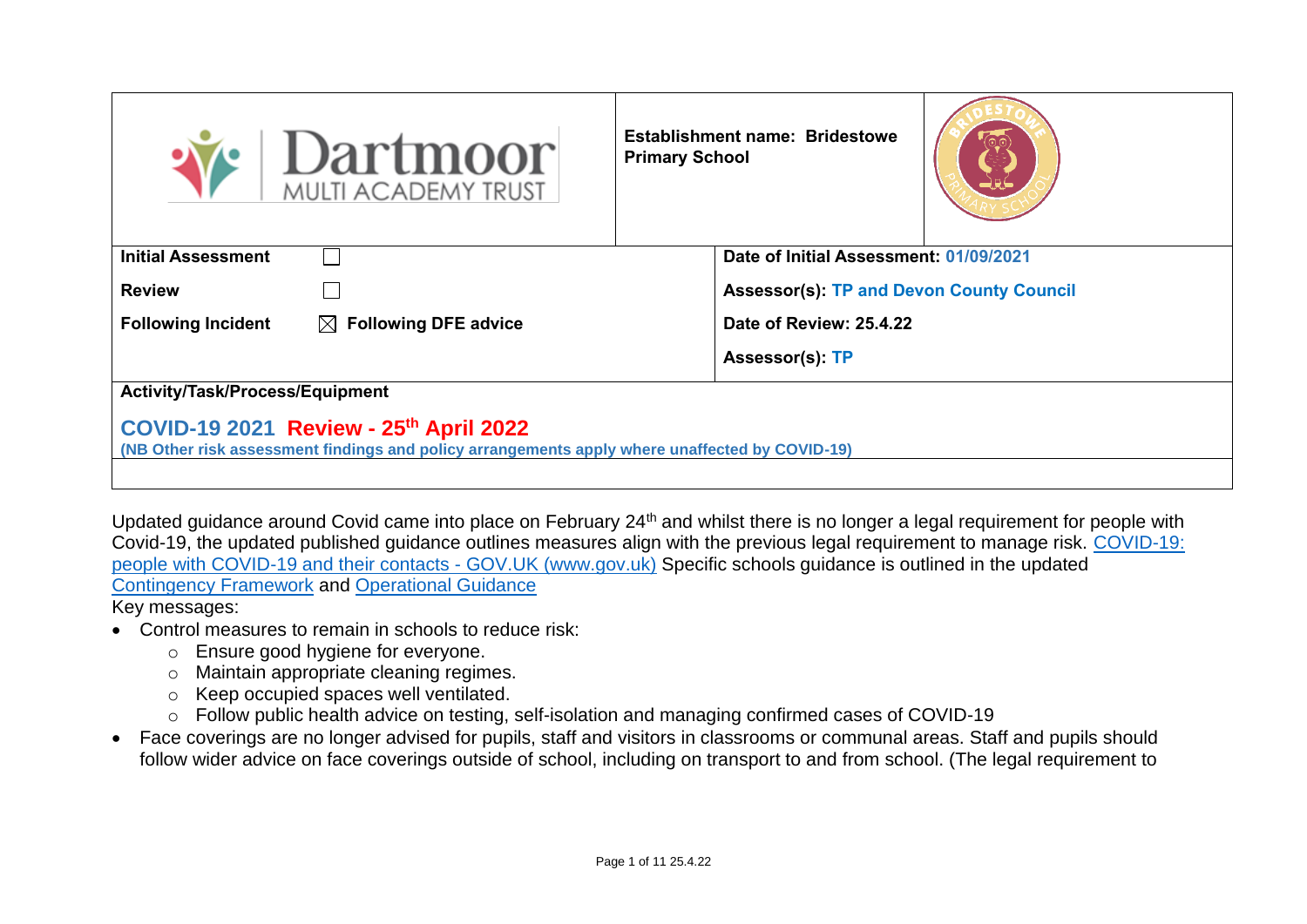| Dartmoor MULTI ACADEMY TRUST | Establishment name: Bridestowe Primary School | |
|---|---|---|
| **Initial Assessment** ☐ | **Date of Initial Assessment:** 01/09/2021 | |
| **Review** ☐ | **Assessor(s):** TP and Devon County Council | |
| **Following Incident** ☒ **Following DFE advice** | **Date of Review:** 25.4.22 | |
| | **Assessor(s):** TP | |

**Activity/Task/Process/Equipment**

## COVID-19 2021 Review - 25th April 2022

**(NB Other risk assessment findings and policy arrangements apply where unaffected by COVID-19)**

Updated guidance around Covid came into place on February 24th and whilst there is no longer a legal requirement for people with Covid-19, the updated published guidance outlines measures align with the previous legal requirement to manage risk. [COVID-19: people with COVID-19 and their contacts - GOV.UK (www.gov.uk)] Specific schools guidance is outlined in the updated [Contingency Framework] and [Operational Guidance]

Key messages:

- Control measures to remain in schools to reduce risk:
  - Ensure good hygiene for everyone.
  - Maintain appropriate cleaning regimes.
  - Keep occupied spaces well ventilated.
  - Follow public health advice on testing, self-isolation and managing confirmed cases of COVID-19
- Face coverings are no longer advised for pupils, staff and visitors in classrooms or communal areas. Staff and pupils should follow wider advice on face coverings outside of school, including on transport to and from school. (The legal requirement to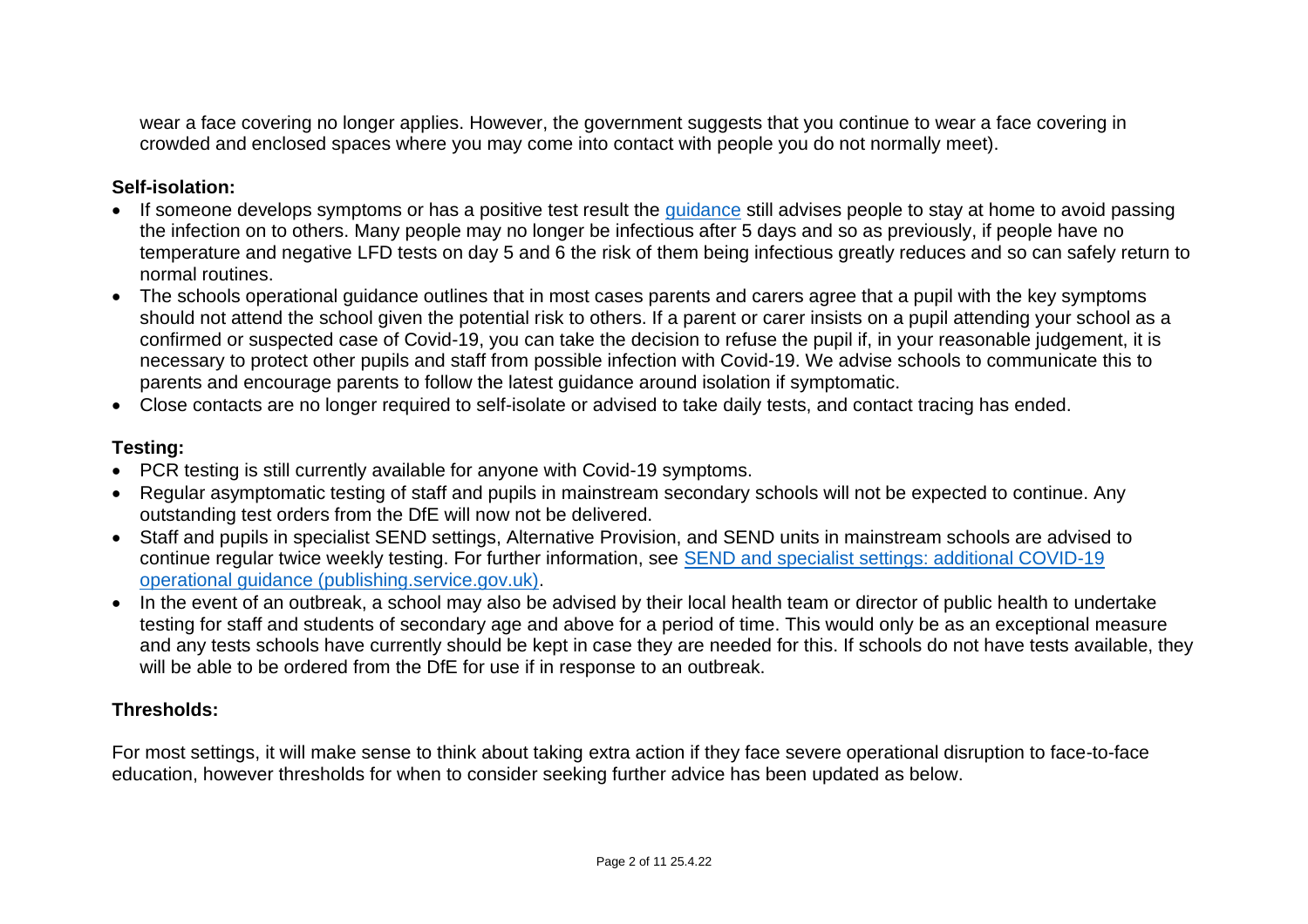wear a face covering no longer applies. However, the government suggests that you continue to wear a face covering in crowded and enclosed spaces where you may come into contact with people you do not normally meet).

**Self-isolation:**

- If someone develops symptoms or has a positive test result the guidance still advises people to stay at home to avoid passing the infection on to others. Many people may no longer be infectious after 5 days and so as previously, if people have no temperature and negative LFD tests on day 5 and 6 the risk of them being infectious greatly reduces and so can safely return to normal routines.
- The schools operational guidance outlines that in most cases parents and carers agree that a pupil with the key symptoms should not attend the school given the potential risk to others. If a parent or carer insists on a pupil attending your school as a confirmed or suspected case of Covid-19, you can take the decision to refuse the pupil if, in your reasonable judgement, it is necessary to protect other pupils and staff from possible infection with Covid-19. We advise schools to communicate this to parents and encourage parents to follow the latest guidance around isolation if symptomatic.
- Close contacts are no longer required to self-isolate or advised to take daily tests, and contact tracing has ended.

**Testing:**

- PCR testing is still currently available for anyone with Covid-19 symptoms.
- Regular asymptomatic testing of staff and pupils in mainstream secondary schools will not be expected to continue. Any outstanding test orders from the DfE will now not be delivered.
- Staff and pupils in specialist SEND settings, Alternative Provision, and SEND units in mainstream schools are advised to continue regular twice weekly testing. For further information, see SEND and specialist settings: additional COVID-19 operational guidance (publishing.service.gov.uk).
- In the event of an outbreak, a school may also be advised by their local health team or director of public health to undertake testing for staff and students of secondary age and above for a period of time. This would only be as an exceptional measure and any tests schools have currently should be kept in case they are needed for this. If schools do not have tests available, they will be able to be ordered from the DfE for use if in response to an outbreak.

**Thresholds:**

For most settings, it will make sense to think about taking extra action if they face severe operational disruption to face-to-face education, however thresholds for when to consider seeking further advice has been updated as below.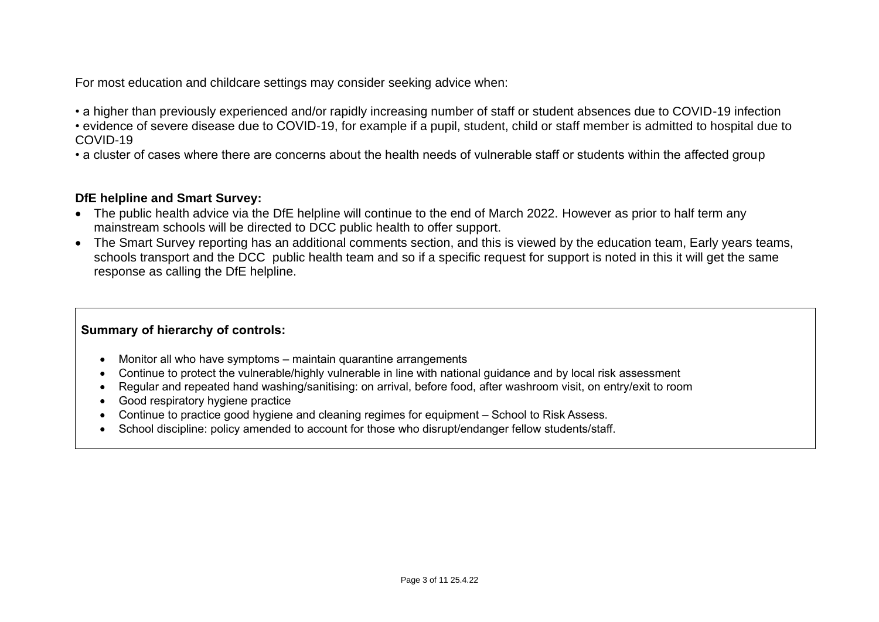For most education and childcare settings may consider seeking advice when:

• a higher than previously experienced and/or rapidly increasing number of staff or student absences due to COVID-19 infection
• evidence of severe disease due to COVID-19, for example if a pupil, student, child or staff member is admitted to hospital due to COVID-19
• a cluster of cases where there are concerns about the health needs of vulnerable staff or students within the affected group

**DfE helpline and Smart Survey:**

- The public health advice via the DfE helpline will continue to the end of March 2022. However as prior to half term any mainstream schools will be directed to DCC public health to offer support.
- The Smart Survey reporting has an additional comments section, and this is viewed by the education team, Early years teams, schools transport and the DCC public health team and so if a specific request for support is noted in this it will get the same response as calling the DfE helpline.

**Summary of hierarchy of controls:**

- Monitor all who have symptoms – maintain quarantine arrangements
- Continue to protect the vulnerable/highly vulnerable in line with national guidance and by local risk assessment
- Regular and repeated hand washing/sanitising: on arrival, before food, after washroom visit, on entry/exit to room
- Good respiratory hygiene practice
- Continue to practice good hygiene and cleaning regimes for equipment – School to Risk Assess.
- School discipline: policy amended to account for those who disrupt/endanger fellow students/staff.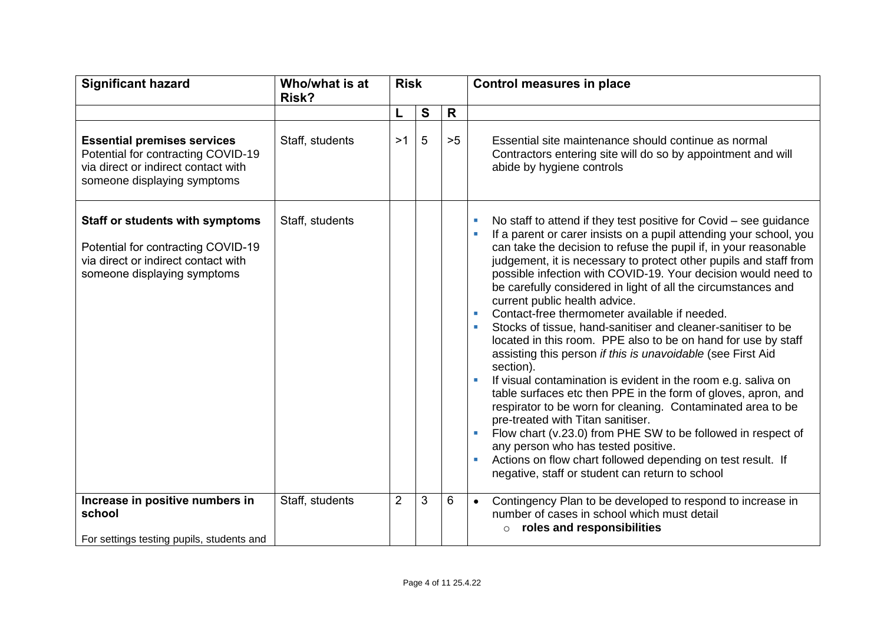| Significant hazard | Who/what is at Risk? | Risk | | | Control measures in place |
|---|---|---|---|---|---|
| | | L | S | R | |
| **Essential premises services** Potential for contracting COVID-19 via direct or indirect contact with someone displaying symptoms | Staff, students | >1 | 5 | >5 | Essential site maintenance should continue as normal<br>Contractors entering site will do so by appointment and will abide by hygiene controls |
| **Staff or students with symptoms**<br><br>Potential for contracting COVID-19 via direct or indirect contact with someone displaying symptoms | Staff, students | | | | - No staff to attend if they test positive for Covid – see guidance<br>- If a parent or carer insists on a pupil attending your school, you can take the decision to refuse the pupil if, in your reasonable judgement, it is necessary to protect other pupils and staff from possible infection with COVID-19. Your decision would need to be carefully considered in light of all the circumstances and current public health advice.<br>- Contact-free thermometer available if needed.<br>- Stocks of tissue, hand-sanitiser and cleaner-sanitiser to be located in this room. PPE also to be on hand for use by staff assisting this person *if this is unavoidable* (see First Aid section).<br>- If visual contamination is evident in the room e.g. saliva on table surfaces etc then PPE in the form of gloves, apron, and respirator to be worn for cleaning. Contaminated area to be pre-treated with Titan sanitiser.<br>- Flow chart (v.23.0) from PHE SW to be followed in respect of any person who has tested positive.<br>- Actions on flow chart followed depending on test result. If negative, staff or student can return to school |
| **Increase in positive numbers in school**<br><br>For settings testing pupils, students and | Staff, students | 2 | 3 | 6 | - Contingency Plan to be developed to respond to increase in number of cases in school which must detail<br>  - **roles and responsibilities** |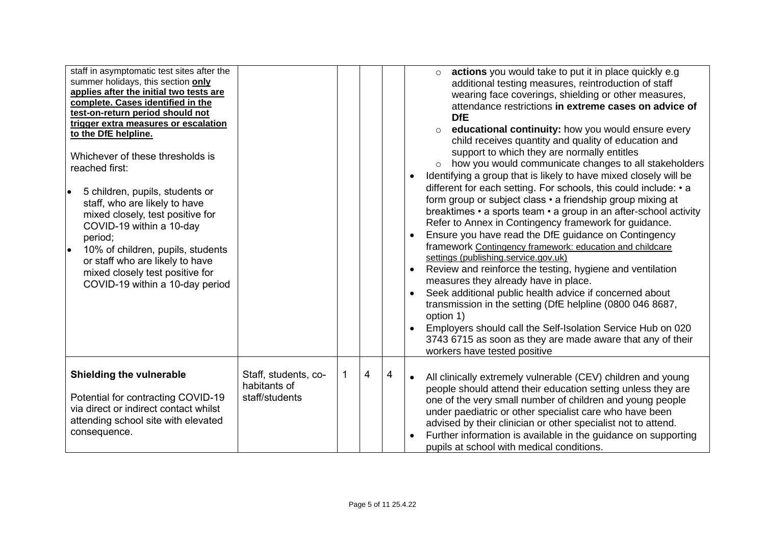| | | | | | |
|---|---|---|---|---|---|
| staff in asymptomatic test sites after the summer holidays, this section **only applies after the initial two tests are complete. Cases identified in the test-on-return period should not trigger extra measures or escalation to the DfE helpline.**<br><br>Whichever of these thresholds is reached first:<br><br>• 5 children, pupils, students or staff, who are likely to have mixed closely, test positive for COVID-19 within a 10-day period;<br>• 10% of children, pupils, students or staff who are likely to have mixed closely test positive for COVID-19 within a 10-day period | | | | | ○ **actions** you would take to put it in place quickly e.g additional testing measures, reintroduction of staff wearing face coverings, shielding or other measures, attendance restrictions **in extreme cases on advice of DfE**<br>○ **educational continuity:** how you would ensure every child receives quantity and quality of education and support to which they are normally entitles<br>○ how you would communicate changes to all stakeholders<br>• Identifying a group that is likely to have mixed closely will be different for each setting. For schools, this could include: • a form group or subject class • a friendship group mixing at breaktimes • a sports team • a group in an after-school activity Refer to Annex in Contingency framework for guidance.<br>• Ensure you have read the DfE guidance on Contingency framework Contingency framework: education and childcare settings (publishing.service.gov.uk)<br>• Review and reinforce the testing, hygiene and ventilation measures they already have in place.<br>• Seek additional public health advice if concerned about transmission in the setting (DfE helpline (0800 046 8687, option 1)<br>• Employers should call the Self-Isolation Service Hub on 020 3743 6715 as soon as they are made aware that any of their workers have tested positive |
| **Shielding the vulnerable**<br><br>Potential for contracting COVID-19 via direct or indirect contact whilst attending school site with elevated consequence. | Staff, students, co-habitants of staff/students | 1 | 4 | 4 | • All clinically extremely vulnerable (CEV) children and young people should attend their education setting unless they are one of the very small number of children and young people under paediatric or other specialist care who have been advised by their clinician or other specialist not to attend.<br>• Further information is available in the guidance on supporting pupils at school with medical conditions. |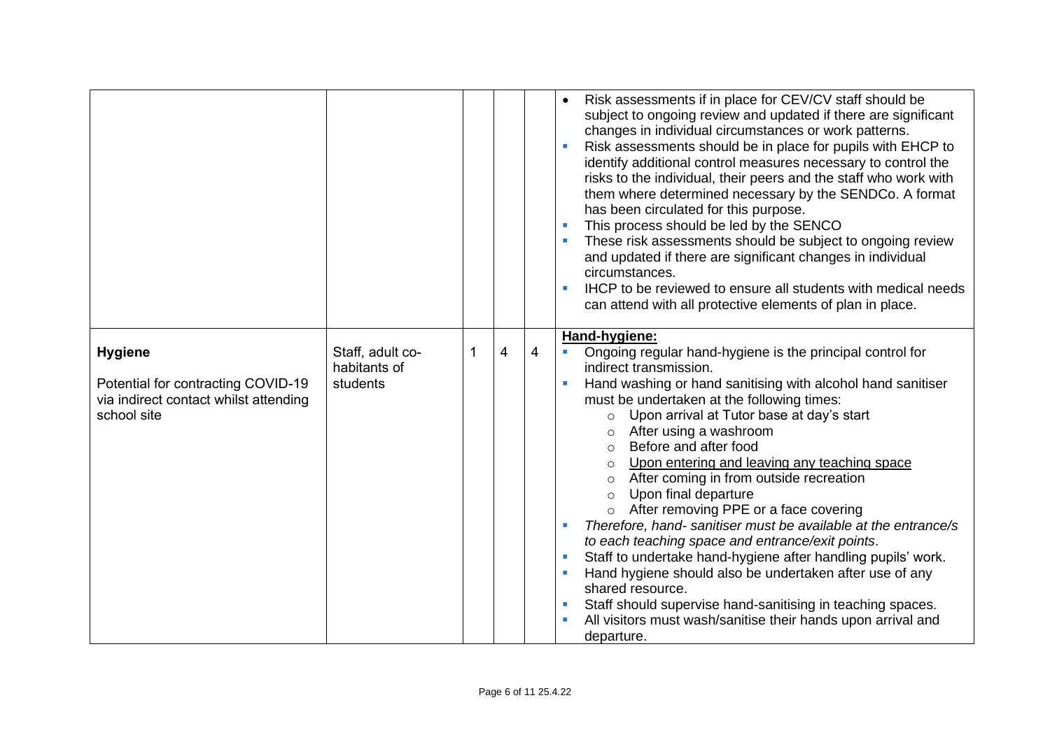| | | | | | |
|---|---|---|---|---|---|
| | | | | | • Risk assessments if in place for CEV/CV staff should be subject to ongoing review and updated if there are significant changes in individual circumstances or work patterns.<br>▪ Risk assessments should be in place for pupils with EHCP to identify additional control measures necessary to control the risks to the individual, their peers and the staff who work with them where determined necessary by the SENDCo. A format has been circulated for this purpose.<br>▪ This process should be led by the SENCO<br>▪ These risk assessments should be subject to ongoing review and updated if there are significant changes in individual circumstances.<br>▪ IHCP to be reviewed to ensure all students with medical needs can attend with all protective elements of plan in place. |
| **Hygiene**<br><br>Potential for contracting COVID-19 via indirect contact whilst attending school site | Staff, adult co-habitants of students | 1 | 4 | 4 | **<u>Hand-hygiene:</u>**<br>▪ Ongoing regular hand-hygiene is the principal control for indirect transmission.<br>▪ Hand washing or hand sanitising with alcohol hand sanitiser must be undertaken at the following times:<br>&nbsp;&nbsp;&nbsp;○ Upon arrival at Tutor base at day's start<br>&nbsp;&nbsp;&nbsp;○ After using a washroom<br>&nbsp;&nbsp;&nbsp;○ Before and after food<br>&nbsp;&nbsp;&nbsp;○ <u>Upon entering and leaving any teaching space</u><br>&nbsp;&nbsp;&nbsp;○ After coming in from outside recreation<br>&nbsp;&nbsp;&nbsp;○ Upon final departure<br>&nbsp;&nbsp;&nbsp;○ After removing PPE or a face covering<br>▪ *Therefore, hand- sanitiser must be available at the entrance/s to each teaching space and entrance/exit points*.<br>▪ Staff to undertake hand-hygiene after handling pupils' work.<br>▪ Hand hygiene should also be undertaken after use of any shared resource.<br>▪ Staff should supervise hand-sanitising in teaching spaces.<br>▪ All visitors must wash/sanitise their hands upon arrival and departure. |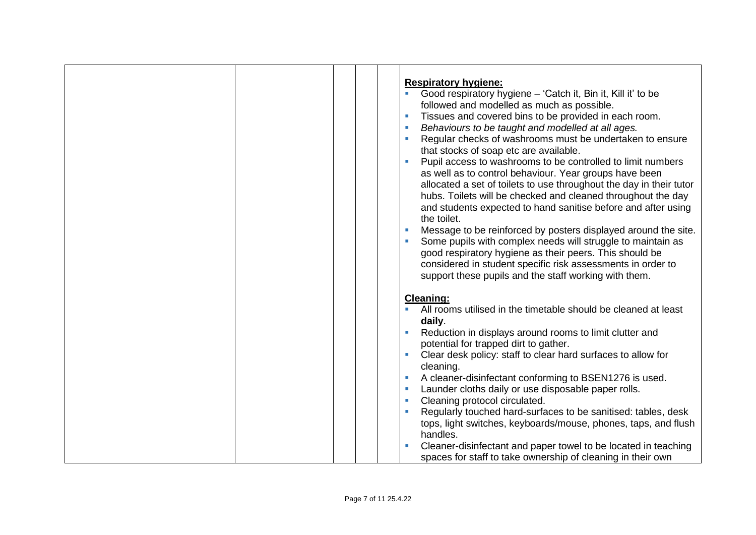| | | | | | |
|---|---|---|---|---|---|
| | | | | | **<u>Respiratory hygiene:</u>**<br>▪ Good respiratory hygiene – 'Catch it, Bin it, Kill it' to be followed and modelled as much as possible.<br>▪ Tissues and covered bins to be provided in each room.<br>▪ *Behaviours to be taught and modelled at all ages.*<br>▪ Regular checks of washrooms must be undertaken to ensure that stocks of soap etc are available.<br>▪ Pupil access to washrooms to be controlled to limit numbers as well as to control behaviour. Year groups have been allocated a set of toilets to use throughout the day in their tutor hubs. Toilets will be checked and cleaned throughout the day and students expected to hand sanitise before and after using the toilet.<br>▪ Message to be reinforced by posters displayed around the site.<br>▪ Some pupils with complex needs will struggle to maintain as good respiratory hygiene as their peers. This should be considered in student specific risk assessments in order to support these pupils and the staff working with them.<br><br>**<u>Cleaning:</u>**<br>▪ All rooms utilised in the timetable should be cleaned at least **daily**.<br>▪ Reduction in displays around rooms to limit clutter and potential for trapped dirt to gather.<br>▪ Clear desk policy: staff to clear hard surfaces to allow for cleaning.<br>▪ A cleaner-disinfectant conforming to BSEN1276 is used.<br>▪ Launder cloths daily or use disposable paper rolls.<br>▪ Cleaning protocol circulated.<br>▪ Regularly touched hard-surfaces to be sanitised: tables, desk tops, light switches, keyboards/mouse, phones, taps, and flush handles.<br>▪ Cleaner-disinfectant and paper towel to be located in teaching spaces for staff to take ownership of cleaning in their own |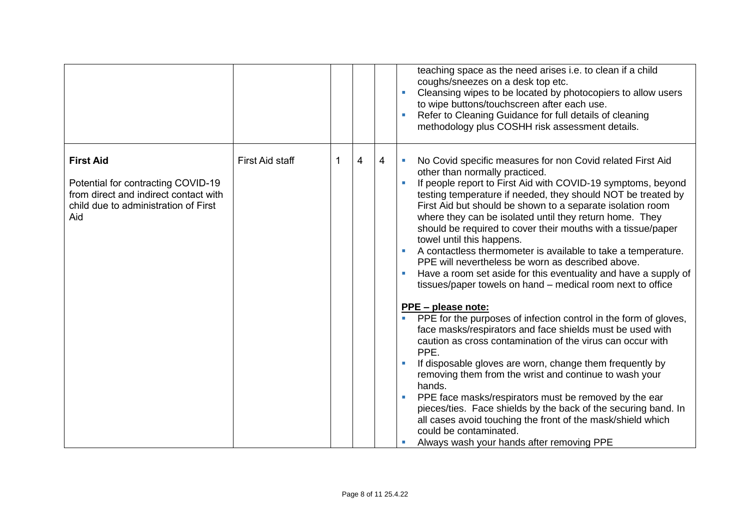| | | | | | |
|---|---|---|---|---|---|
| | | | | | teaching space as the need arises i.e. to clean if a child coughs/sneezes on a desk top etc.<br>▪ Cleansing wipes to be located by photocopiers to allow users to wipe buttons/touchscreen after each use.<br>▪ Refer to Cleaning Guidance for full details of cleaning methodology plus COSHH risk assessment details. |
| **First Aid**<br><br>Potential for contracting COVID-19 from direct and indirect contact with child due to administration of First Aid | First Aid staff | 1 | 4 | 4 | ▪ No Covid specific measures for non Covid related First Aid other than normally practiced.<br>▪ If people report to First Aid with COVID-19 symptoms, beyond testing temperature if needed, they should NOT be treated by First Aid but should be shown to a separate isolation room where they can be isolated until they return home. They should be required to cover their mouths with a tissue/paper towel until this happens.<br>▪ A contactless thermometer is available to take a temperature. PPE will nevertheless be worn as described above.<br>▪ Have a room set aside for this eventuality and have a supply of tissues/paper towels on hand – medical room next to office<br><br>**PPE – please note:**<br>▪ PPE for the purposes of infection control in the form of gloves, face masks/respirators and face shields must be used with caution as cross contamination of the virus can occur with PPE.<br>▪ If disposable gloves are worn, change them frequently by removing them from the wrist and continue to wash your hands.<br>▪ PPE face masks/respirators must be removed by the ear pieces/ties. Face shields by the back of the securing band. In all cases avoid touching the front of the mask/shield which could be contaminated.<br>▪ Always wash your hands after removing PPE |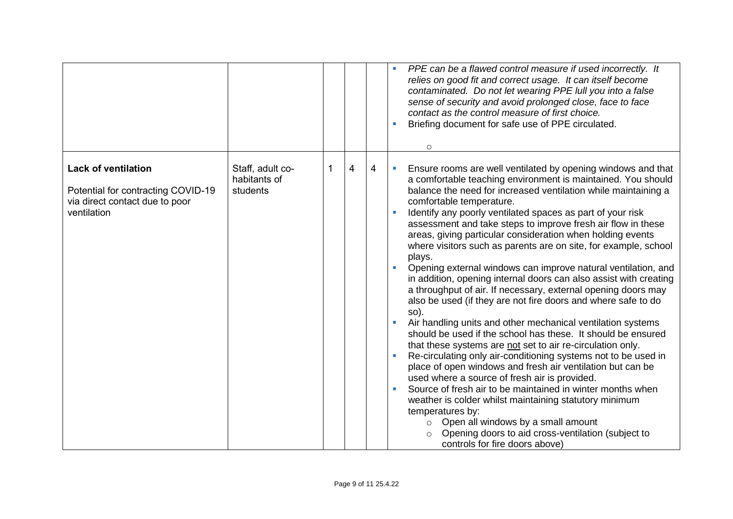| | | | | | |
|---|---|---|---|---|---|
| | | | | | - *PPE can be a flawed control measure if used incorrectly. It relies on good fit and correct usage. It can itself become contaminated. Do not let wearing PPE lull you into a false sense of security and avoid prolonged close, face to face contact as the control measure of first choice.*<br>- Briefing document for safe use of PPE circulated.<br>  - |
| **Lack of ventilation**<br><br>Potential for contracting COVID-19 via direct contact due to poor ventilation | Staff, adult co-habitants of students | 1 | 4 | 4 | - Ensure rooms are well ventilated by opening windows and that a comfortable teaching environment is maintained. You should balance the need for increased ventilation while maintaining a comfortable temperature.<br>- Identify any poorly ventilated spaces as part of your risk assessment and take steps to improve fresh air flow in these areas, giving particular consideration when holding events where visitors such as parents are on site, for example, school plays.<br>- Opening external windows can improve natural ventilation, and in addition, opening internal doors can also assist with creating a throughput of air. If necessary, external opening doors may also be used (if they are not fire doors and where safe to do so).<br>- Air handling units and other mechanical ventilation systems should be used if the school has these. It should be ensured that these systems are <u>not</u> set to air re-circulation only.<br>- Re-circulating only air-conditioning systems not to be used in place of open windows and fresh air ventilation but can be used where a source of fresh air is provided.<br>- Source of fresh air to be maintained in winter months when weather is colder whilst maintaining statutory minimum temperatures by:<br>  - Open all windows by a small amount<br>  - Opening doors to aid cross-ventilation (subject to controls for fire doors above) |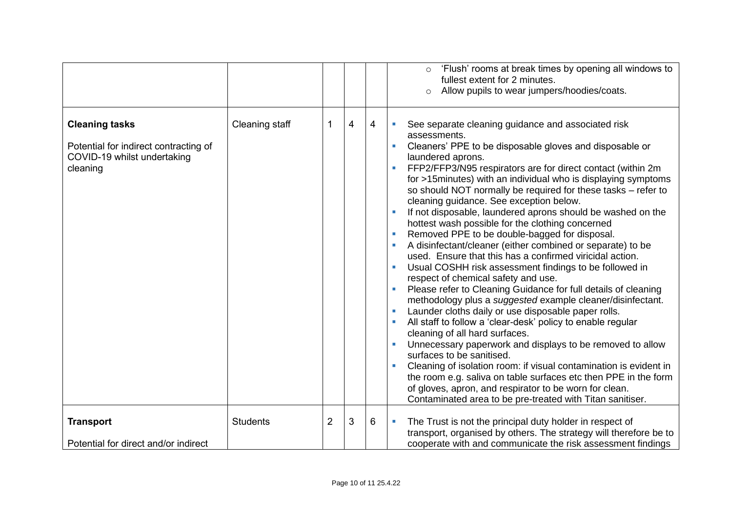| | | | | | |
|---|---|---|---|---|---|
| | | | | | ○ 'Flush' rooms at break times by opening all windows to fullest extent for 2 minutes.<br>○ Allow pupils to wear jumpers/hoodies/coats. |
| **Cleaning tasks**<br><br>Potential for indirect contracting of COVID-19 whilst undertaking cleaning | Cleaning staff | 1 | 4 | 4 | ▪ See separate cleaning guidance and associated risk assessments.<br>▪ Cleaners' PPE to be disposable gloves and disposable or laundered aprons.<br>▪ FFP2/FFP3/N95 respirators are for direct contact (within 2m for >15minutes) with an individual who is displaying symptoms so should NOT normally be required for these tasks – refer to cleaning guidance. See exception below.<br>▪ If not disposable, laundered aprons should be washed on the hottest wash possible for the clothing concerned<br>▪ Removed PPE to be double-bagged for disposal.<br>▪ A disinfectant/cleaner (either combined or separate) to be used. Ensure that this has a confirmed viricidal action.<br>▪ Usual COSHH risk assessment findings to be followed in respect of chemical safety and use.<br>▪ Please refer to Cleaning Guidance for full details of cleaning methodology plus a *suggested* example cleaner/disinfectant.<br>▪ Launder cloths daily or use disposable paper rolls.<br>▪ All staff to follow a 'clear-desk' policy to enable regular cleaning of all hard surfaces.<br>▪ Unnecessary paperwork and displays to be removed to allow surfaces to be sanitised.<br>▪ Cleaning of isolation room: if visual contamination is evident in the room e.g. saliva on table surfaces etc then PPE in the form of gloves, apron, and respirator to be worn for clean. Contaminated area to be pre-treated with Titan sanitiser. |
| **Transport**<br><br>Potential for direct and/or indirect | Students | 2 | 3 | 6 | ▪ The Trust is not the principal duty holder in respect of transport, organised by others. The strategy will therefore be to cooperate with and communicate the risk assessment findings |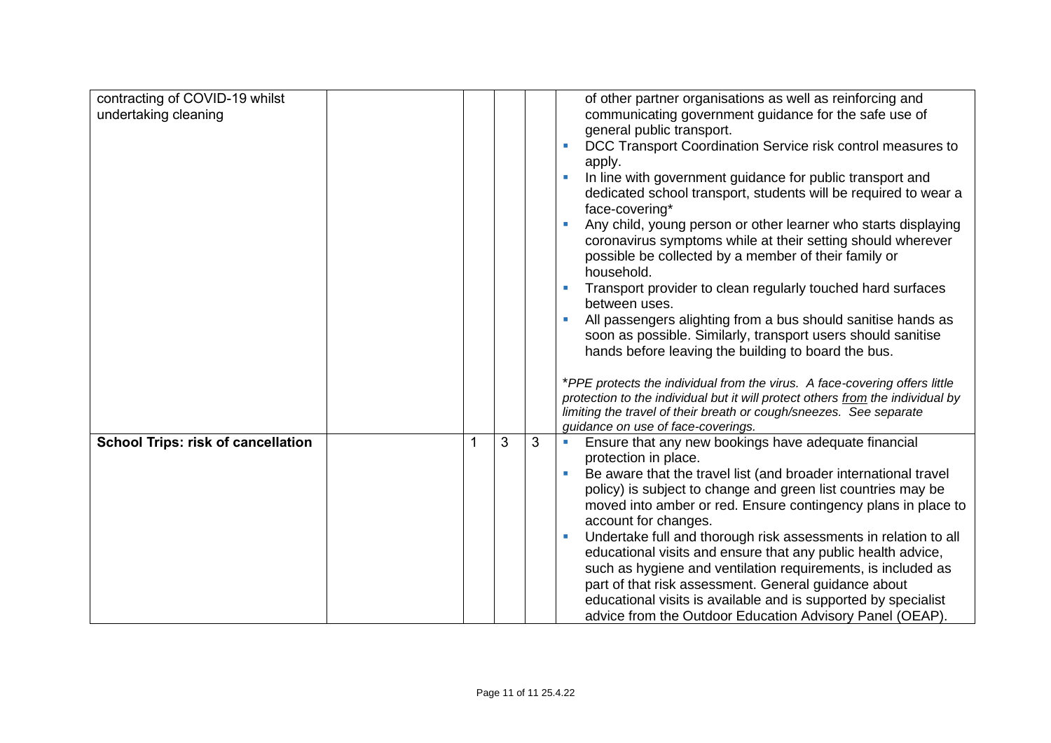| | | | | | |
|---|---|---|---|---|---|
| contracting of COVID-19 whilst undertaking cleaning | | | | | of other partner organisations as well as reinforcing and communicating government guidance for the safe use of general public transport.<br>▪ DCC Transport Coordination Service risk control measures to apply.<br>▪ In line with government guidance for public transport and dedicated school transport, students will be required to wear a face-covering*<br>▪ Any child, young person or other learner who starts displaying coronavirus symptoms while at their setting should wherever possible be collected by a member of their family or household.<br>▪ Transport provider to clean regularly touched hard surfaces between uses.<br>▪ All passengers alighting from a bus should sanitise hands as soon as possible. Similarly, transport users should sanitise hands before leaving the building to board the bus.<br><br>*\*PPE protects the individual from the virus. A face-covering offers little protection to the individual but it will protect others from the individual by limiting the travel of their breath or cough/sneezes. See separate guidance on use of face-coverings.* |
| **School Trips: risk of cancellation** | | 1 | 3 | 3 | ▪ Ensure that any new bookings have adequate financial protection in place.<br>▪ Be aware that the travel list (and broader international travel policy) is subject to change and green list countries may be moved into amber or red. Ensure contingency plans in place to account for changes.<br>▪ Undertake full and thorough risk assessments in relation to all educational visits and ensure that any public health advice, such as hygiene and ventilation requirements, is included as part of that risk assessment. General guidance about educational visits is available and is supported by specialist advice from the Outdoor Education Advisory Panel (OEAP). |